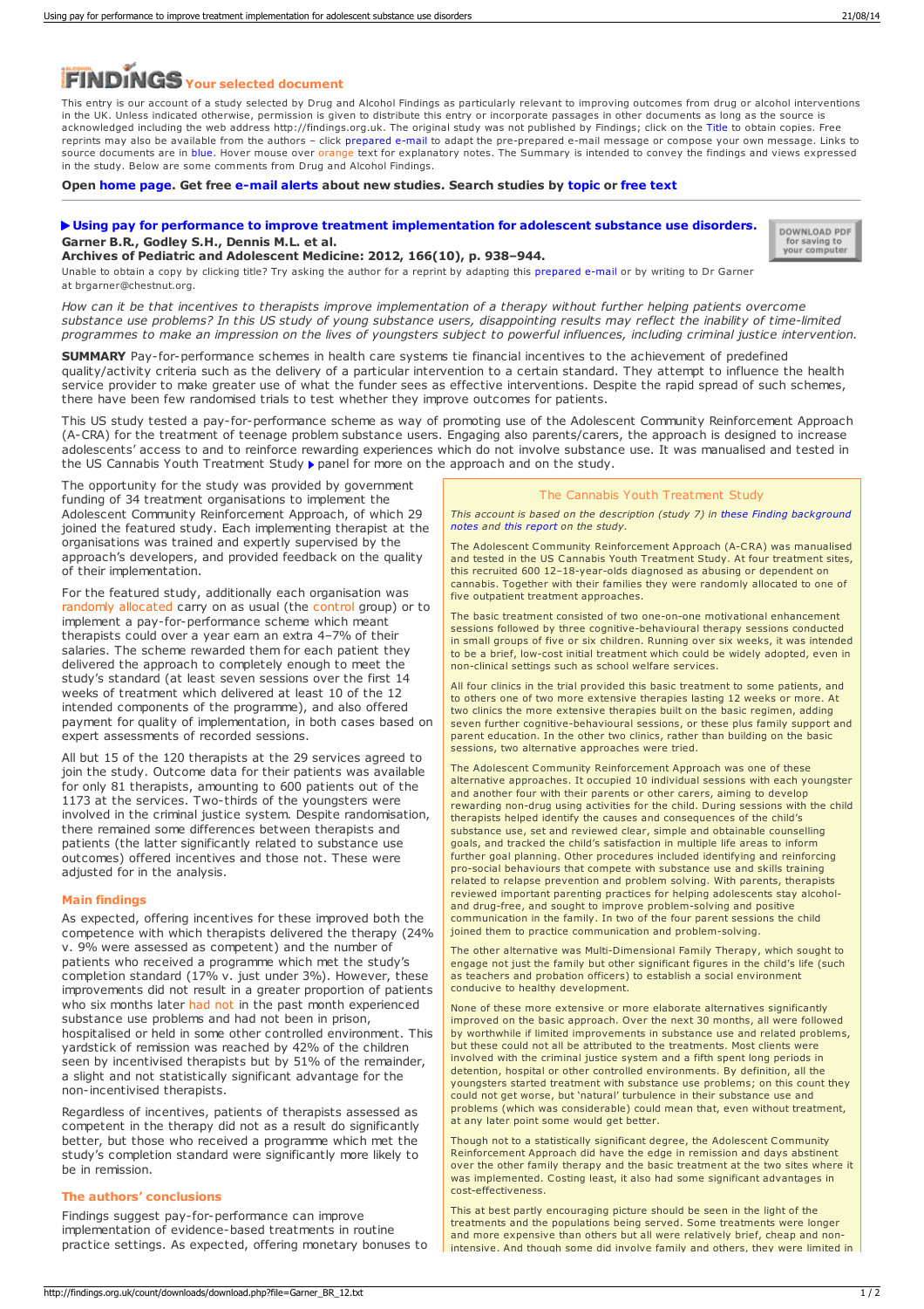# FINDINGS Your selected document

This entry is our account of a study selected by Drug and Alcohol Findings as particularly relevant to improving outcomes from drug or alcohol interventions in the UK. Unless indicated otherwise, permission is given to distribute this entry or incorporate passages in other documents as long as the source is acknowledged including the web address http://findings.org.uk. The original study was not published by Findings; click on the Title to obtain copies. Free reprints may also be available from the authors – click prepared e-mail to adapt the pre-prepared e-mail message or compose your own message. Links to source documents are in blue. Hover mouse over orange text for explanatory notes. The Summary is intended to convey the findings and views expressed in the study. Below are some comments from Drug and Alcohol Findings.

**Open home page. Get free e-mail alerts about new studies. Search studies by topic or free text**

### ▶ Using pay for performance to improve treatment implementation for adolescent substance use disorders.

**Garner B.R., Godley S.H., Dennis M.L. et al.**
**Archives of Pediatric and Adolescent Medicine: 2012, 166(10), p. 938–944.**

Unable to obtain a copy by clicking title? Try asking the author for a reprint by adapting this prepared e-mail or by writing to Dr Garner at brgarner@chestnut.org.

*How can it be that incentives to therapists improve implementation of a therapy without further helping patients overcome substance use problems? In this US study of young substance users, disappointing results may reflect the inability of time-limited programmes to make an impression on the lives of youngsters subject to powerful influences, including criminal justice intervention.*

**SUMMARY** Pay-for-performance schemes in health care systems tie financial incentives to the achievement of predefined quality/activity criteria such as the delivery of a particular intervention to a certain standard. They attempt to influence the health service provider to make greater use of what the funder sees as effective interventions. Despite the rapid spread of such schemes, there have been few randomised trials to test whether they improve outcomes for patients.

This US study tested a pay-for-performance scheme as way of promoting use of the Adolescent Community Reinforcement Approach (A-CRA) for the treatment of teenage problem substance users. Engaging also parents/carers, the approach is designed to increase adolescents' access to and to reinforce rewarding experiences which do not involve substance use. It was manualised and tested in the US Cannabis Youth Treatment Study ▶ panel for more on the approach and on the study.

The opportunity for the study was provided by government funding of 34 treatment organisations to implement the Adolescent Community Reinforcement Approach, of which 29 joined the featured study. Each implementing therapist at the organisations was trained and expertly supervised by the approach's developers, and provided feedback on the quality of their implementation.

For the featured study, additionally each organisation was randomly allocated carry on as usual (the control group) or to implement a pay-for-performance scheme which meant therapists could over a year earn an extra 4–7% of their salaries. The scheme rewarded them for each patient they delivered the approach to completely enough to meet the study's standard (at least seven sessions over the first 14 weeks of treatment which delivered at least 10 of the 12 intended components of the programme), and also offered payment for quality of implementation, in both cases based on expert assessments of recorded sessions.

All but 15 of the 120 therapists at the 29 services agreed to join the study. Outcome data for their patients was available for only 81 therapists, amounting to 600 patients out of the 1173 at the services. Two-thirds of the youngsters were involved in the criminal justice system. Despite randomisation, there remained some differences between therapists and patients (the latter significantly related to substance use outcomes) offered incentives and those not. These were adjusted for in the analysis.

### Main findings

As expected, offering incentives for these improved both the competence with which therapists delivered the therapy (24% v. 9% were assessed as competent) and the number of patients who received a programme which met the study's completion standard (17% v. just under 3%). However, these improvements did not result in a greater proportion of patients who six months later had not in the past month experienced substance use problems and had not been in prison, hospitalised or held in some other controlled environment. This yardstick of remission was reached by 42% of the children seen by incentivised therapists but by 51% of the remainder, a slight and not statistically significant advantage for the non-incentivised therapists.

Regardless of incentives, patients of therapists assessed as competent in the therapy did not as a result do significantly better, but those who received a programme which met the study's completion standard were significantly more likely to be in remission.

### The authors' conclusions

Findings suggest pay-for-performance can improve implementation of evidence-based treatments in routine practice settings. As expected, offering monetary bonuses to

---

#### The Cannabis Youth Treatment Study

*This account is based on the description (study 7) in these Finding background notes and this report on the study.*

The Adolescent Community Reinforcement Approach (A-CRA) was manualised and tested in the US Cannabis Youth Treatment Study. At four treatment sites, this recruited 600 12–18-year-olds diagnosed as abusing or dependent on cannabis. Together with their families they were randomly allocated to one of five outpatient treatment approaches.

The basic treatment consisted of two one-on-one motivational enhancement sessions followed by three cognitive-behavioural therapy sessions conducted in small groups of five or six children. Running over six weeks, it was intended to be a brief, low-cost initial treatment which could be widely adopted, even in non-clinical settings such as school welfare services.

All four clinics in the trial provided this basic treatment to some patients, and to others one of two more extensive therapies lasting 12 weeks or more. At two clinics the more extensive therapies built on the basic regimen, adding seven further cognitive-behavioural sessions, or these plus family support and parent education. In the other two clinics, rather than building on the basic sessions, two alternative approaches were tried.

The Adolescent Community Reinforcement Approach was one of these alternative approaches. It occupied 10 individual sessions with each youngster and another four with their parents or other carers, aiming to develop rewarding non-drug using activities for the child. During sessions with the child therapists helped identify the causes and consequences of the child's substance use, set and reviewed clear, simple and obtainable counselling goals, and tracked the child's satisfaction in multiple life areas to inform further goal planning. Other procedures included identifying and reinforcing pro-social behaviours that compete with substance use and skills training related to relapse prevention and problem solving. With parents, therapists reviewed important parenting practices for helping adolescents stay alcohol- and drug-free, and sought to improve problem-solving and positive communication in the family. In two of the four parent sessions the child joined them to practice communication and problem-solving.

The other alternative was Multi-Dimensional Family Therapy, which sought to engage not just the family but other significant figures in the child's life (such as teachers and probation officers) to establish a social environment conducive to healthy development.

None of these more extensive or more elaborate alternatives significantly improved on the basic approach. Over the next 30 months, all were followed by worthwhile if limited improvements in substance use and related problems, but these could not all be attributed to the treatments. Most clients were involved with the criminal justice system and a fifth spent long periods in detention, hospital or other controlled environments. By definition, all the youngsters started treatment with substance use problems; on this count they could not get worse, but 'natural' turbulence in their substance use and problems (which was considerable) could mean that, even without treatment, at any later point some would get better.

Though not to a statistically significant degree, the Adolescent Community Reinforcement Approach did have the edge in remission and days abstinent over the other family therapy and the basic treatment at the two sites where it was implemented. Costing least, it also had some significant advantages in cost-effectiveness.

This at best partly encouraging picture should be seen in the light of the treatments and the populations being served. Some treatments were longer and more expensive than others but all were relatively brief, cheap and non-intensive. And though some did involve family and others, they were limited in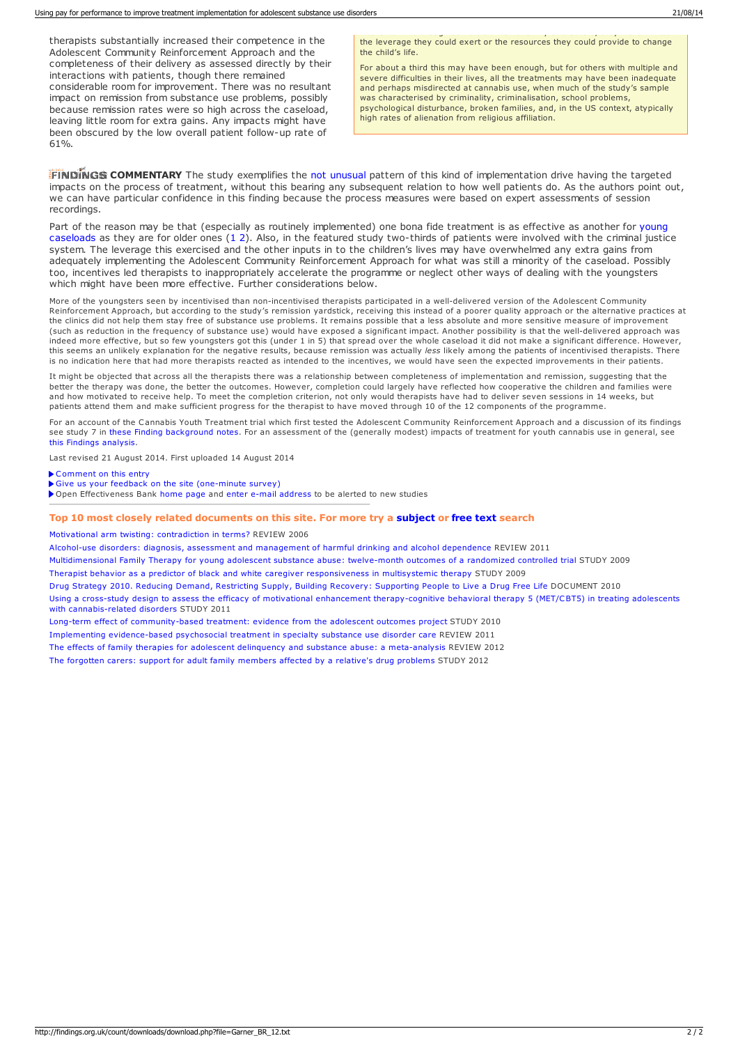therapists substantially increased their competence in the Adolescent Community Reinforcement Approach and the completeness of their delivery as assessed directly by their interactions with patients, though there remained considerable room for improvement. There was no resultant impact on remission from substance use problems, possibly because remission rates were so high across the caseload, leaving little room for extra gains. Any impacts might have been obscured by the low overall patient follow-up rate of 61%.

the leverage they could exert or the resources they could provide to change the child's life.

For about a third this may have been enough, but for others with multiple and severe difficulties in their lives, all the treatments may have been inadequate and perhaps misdirected at cannabis use, when much of the study's sample was characterised by criminality, criminalisation, school problems, psychological disturbance, broken families, and, in the US context, atypically high rates of alienation from religious affiliation.

**FINDINGS COMMENTARY** The study exemplifies the not unusual pattern of this kind of implementation drive having the targeted impacts on the process of treatment, without this bearing any subsequent relation to how well patients do. As the authors point out, we can have particular confidence in this finding because the process measures were based on expert assessments of session recordings.

Part of the reason may be that (especially as routinely implemented) one bona fide treatment is as effective as another for young caseloads as they are for older ones (1 2). Also, in the featured study two-thirds of patients were involved with the criminal justice system. The leverage this exercised and the other inputs in to the children's lives may have overwhelmed any extra gains from adequately implementing the Adolescent Community Reinforcement Approach for what was still a minority of the caseload. Possibly too, incentives led therapists to inappropriately accelerate the programme or neglect other ways of dealing with the youngsters which might have been more effective. Further considerations below.

More of the youngsters seen by incentivised than non-incentivised therapists participated in a well-delivered version of the Adolescent Community Reinforcement Approach, but according to the study's remission yardstick, receiving this instead of a poorer quality approach or the alternative practices at the clinics did not help them stay free of substance use problems. It remains possible that a less absolute and more sensitive measure of improvement (such as reduction in the frequency of substance use) would have exposed a significant impact. Another possibility is that the well-delivered approach was indeed more effective, but so few youngsters got this (under 1 in 5) that spread over the whole caseload it did not make a significant difference. However, this seems an unlikely explanation for the negative results, because remission was actually *less* likely among the patients of incentivised therapists. There is no indication here that had more therapists reacted as intended to the incentives, we would have seen the expected improvements in their patients.

It might be objected that across all the therapists there was a relationship between completeness of implementation and remission, suggesting that the better the therapy was done, the better the outcomes. However, completion could largely have reflected how cooperative the children and families were and how motivated to receive help. To meet the completion criterion, not only would therapists have had to deliver seven sessions in 14 weeks, but patients attend them and make sufficient progress for the therapist to have moved through 10 of the 12 components of the programme.

For an account of the Cannabis Youth Treatment trial which first tested the Adolescent Community Reinforcement Approach and a discussion of its findings see study 7 in these Finding background notes. For an assessment of the (generally modest) impacts of treatment for youth cannabis use in general, see this Findings analysis.

Last revised 21 August 2014. First uploaded 14 August 2014

- Comment on this entry
- Give us your feedback on the site (one-minute survey)
- Open Effectiveness Bank home page and enter e-mail address to be alerted to new studies

## Top 10 most closely related documents on this site. For more try a subject or free text search

Motivational arm twisting: contradiction in terms? REVIEW 2006

Alcohol-use disorders: diagnosis, assessment and management of harmful drinking and alcohol dependence REVIEW 2011

Multidimensional Family Therapy for young adolescent substance abuse: twelve-month outcomes of a randomized controlled trial STUDY 2009

Therapist behavior as a predictor of black and white caregiver responsiveness in multisystemic therapy STUDY 2009

Drug Strategy 2010. Reducing Demand, Restricting Supply, Building Recovery: Supporting People to Live a Drug Free Life DOCUMENT 2010

Using a cross-study design to assess the efficacy of motivational enhancement therapy-cognitive behavioral therapy 5 (MET/CBT5) in treating adolescents with cannabis-related disorders STUDY 2011

Long-term effect of community-based treatment: evidence from the adolescent outcomes project STUDY 2010

Implementing evidence-based psychosocial treatment in specialty substance use disorder care REVIEW 2011

The effects of family therapies for adolescent delinquency and substance abuse: a meta-analysis REVIEW 2012

The forgotten carers: support for adult family members affected by a relative's drug problems STUDY 2012